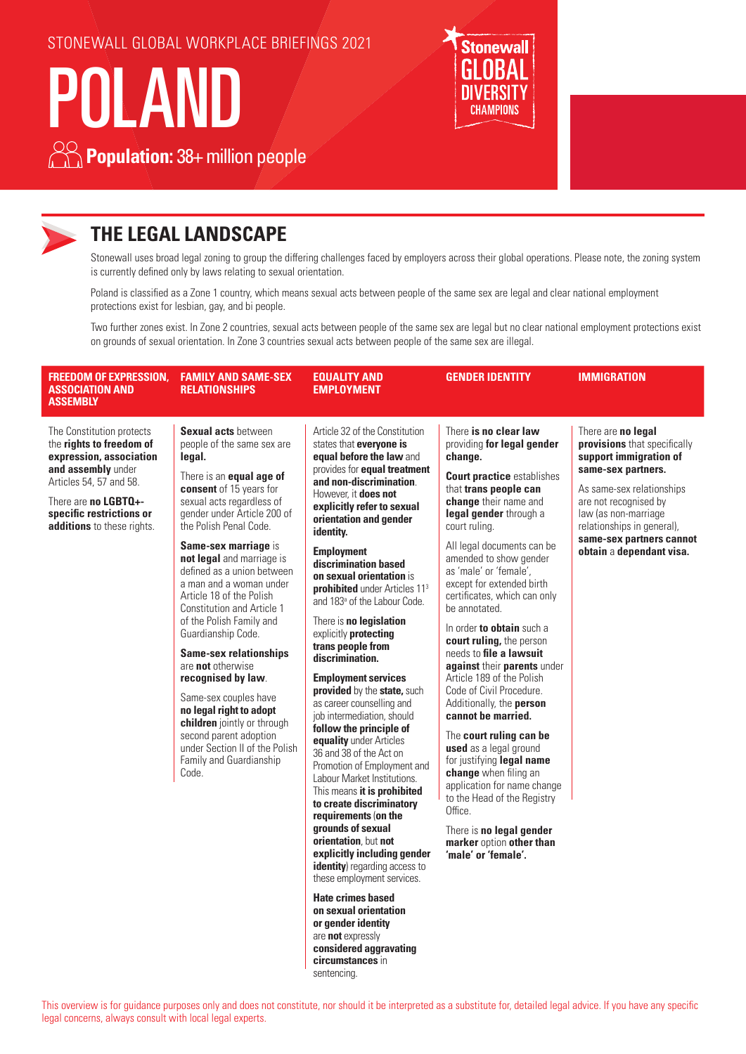STONEWALL GLOBAL WORKPLACE BRIEFINGS 2021

# POLAND

**Population:** 38+ million people

## THE LEGAL LANDSCAPE

Stonewall uses broad legal zoning to group the differing challenges faced by employers across their global operations. Please note, the zoning system is currently defined only by laws relating to sexual orientation.

Poland is classified as a Zone 1 country, which means sexual acts between people of the same sex are legal and clear national employment protections exist for lesbian, gay, and bi people.

Two further zones exist. In Zone 2 countries, sexual acts between people of the same sex are legal but no clear national employment protections exist on grounds of sexual orientation. In Zone 3 countries sexual acts between people of the same sex are illegal.

### FREEDOM OF EXPRESSION, ASSOCIATION AND ASSEMBLY

The Constitution protects the **rights to freedom of expression, association and assembly** under Articles 54, 57 and 58.

There are **no LGBTQ+-specific restrictions or additions** to these rights.

### FAMILY AND SAME-SEX RELATIONSHIPS

**Sexual acts** between people of the same sex are **legal.**

There is an **equal age of consent** of 15 years for sexual acts regardless of gender under Article 200 of the Polish Penal Code.

**Same-sex marriage** is **not legal** and marriage is defined as a union between a man and a woman under Article 18 of the Polish Constitution and Article 1 of the Polish Family and Guardianship Code.

**Same-sex relationships** are **not** otherwise **recognised by law**.

Same-sex couples have **no legal right to adopt children** jointly or through second parent adoption under Section II of the Polish Family and Guardianship Code.

### EQUALITY AND EMPLOYMENT

Article 32 of the Constitution states that **everyone is equal before the law** and provides for **equal treatment and non-discrimination**. However, it **does not explicitly refer to sexual orientation and gender identity.**

**Employment discrimination based on sexual orientation** is **prohibited** under Articles 11[3] and 183[a] of the Labour Code.

There is **no legislation** explicitly **protecting trans people from discrimination.**

**Employment services provided** by the **state,** such as career counselling and job intermediation, should **follow the principle of equality** under Articles 36 and 38 of the Act on Promotion of Employment and Labour Market Institutions. This means **it is prohibited to create discriminatory requirements** (**on the grounds of sexual orientation**, but **not explicitly including gender identity**) regarding access to these employment services.

**Hate crimes based on sexual orientation or gender identity** are **not** expressly **considered aggravating circumstances** in sentencing.

### GENDER IDENTITY

There **is no clear law** providing **for legal gender change.**

**Court practice** establishes that **trans people can change** their name and **legal gender** through a court ruling.

All legal documents can be amended to show gender as 'male' or 'female', except for extended birth certificates, which can only be annotated.

In order **to obtain** such a **court ruling,** the person needs to **file a lawsuit against** their **parents** under Article 189 of the Polish Code of Civil Procedure. Additionally, the **person cannot be married.**

The **court ruling can be used** as a legal ground for justifying **legal name change** when filing an application for name change to the Head of the Registry Office.

There is **no legal gender marker** option **other than 'male' or 'female'.**

### IMMIGRATION

There are **no legal provisions** that specifically **support immigration of same-sex partners.**

As same-sex relationships are not recognised by law (as non-marriage relationships in general), **same-sex partners cannot obtain** a **dependant visa.**

This overview is for guidance purposes only and does not constitute, nor should it be interpreted as a substitute for, detailed legal advice. If you have any specific legal concerns, always consult with local legal experts.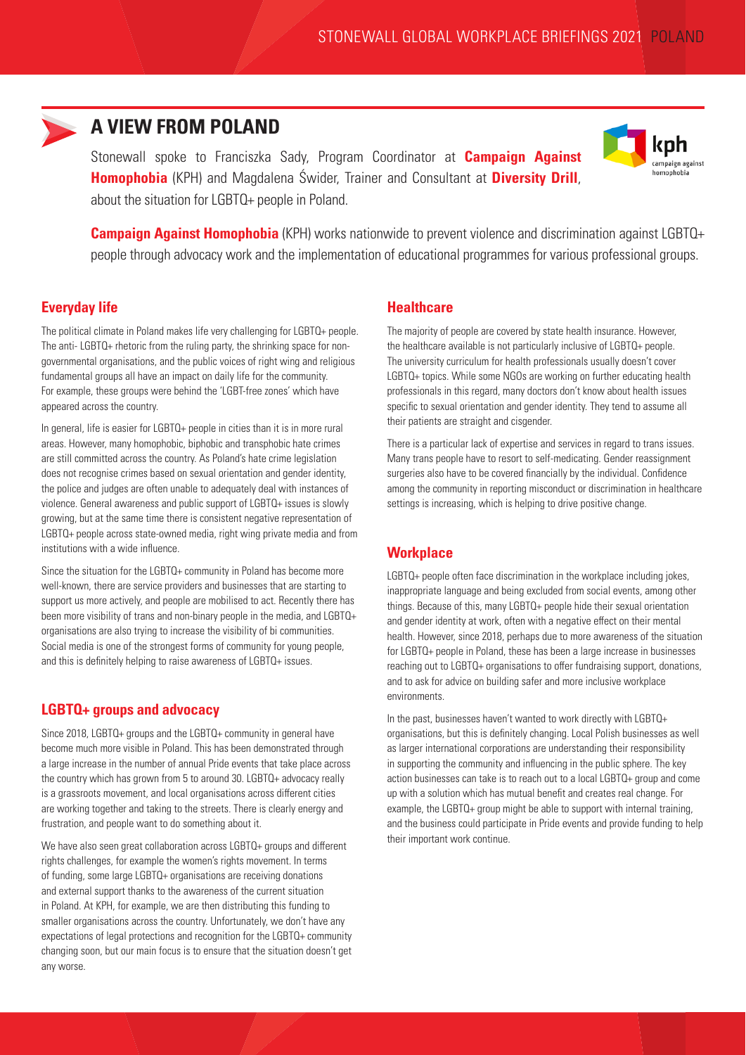# A VIEW FROM POLAND

Stonewall spoke to Franciszka Sady, Program Coordinator at **Campaign Against Homophobia** (KPH) and Magdalena Świder, Trainer and Consultant at **Diversity Drill**, about the situation for LGBTQ+ people in Poland.

**Campaign Against Homophobia** (KPH) works nationwide to prevent violence and discrimination against LGBTQ+ people through advocacy work and the implementation of educational programmes for various professional groups.

## Everyday life

The political climate in Poland makes life very challenging for LGBTQ+ people. The anti- LGBTQ+ rhetoric from the ruling party, the shrinking space for non-governmental organisations, and the public voices of right wing and religious fundamental groups all have an impact on daily life for the community. For example, these groups were behind the 'LGBT-free zones' which have appeared across the country.

In general, life is easier for LGBTQ+ people in cities than it is in more rural areas. However, many homophobic, biphobic and transphobic hate crimes are still committed across the country. As Poland's hate crime legislation does not recognise crimes based on sexual orientation and gender identity, the police and judges are often unable to adequately deal with instances of violence. General awareness and public support of LGBTQ+ issues is slowly growing, but at the same time there is consistent negative representation of LGBTQ+ people across state-owned media, right wing private media and from institutions with a wide influence.

Since the situation for the LGBTQ+ community in Poland has become more well-known, there are service providers and businesses that are starting to support us more actively, and people are mobilised to act. Recently there has been more visibility of trans and non-binary people in the media, and LGBTQ+ organisations are also trying to increase the visibility of bi communities. Social media is one of the strongest forms of community for young people, and this is definitely helping to raise awareness of LGBTQ+ issues.

## LGBTQ+ groups and advocacy

Since 2018, LGBTQ+ groups and the LGBTQ+ community in general have become much more visible in Poland. This has been demonstrated through a large increase in the number of annual Pride events that take place across the country which has grown from 5 to around 30. LGBTQ+ advocacy really is a grassroots movement, and local organisations across different cities are working together and taking to the streets. There is clearly energy and frustration, and people want to do something about it.

We have also seen great collaboration across LGBTQ+ groups and different rights challenges, for example the women's rights movement. In terms of funding, some large LGBTQ+ organisations are receiving donations and external support thanks to the awareness of the current situation in Poland. At KPH, for example, we are then distributing this funding to smaller organisations across the country. Unfortunately, we don't have any expectations of legal protections and recognition for the LGBTQ+ community changing soon, but our main focus is to ensure that the situation doesn't get any worse.

## Healthcare

The majority of people are covered by state health insurance. However, the healthcare available is not particularly inclusive of LGBTQ+ people. The university curriculum for health professionals usually doesn't cover LGBTQ+ topics. While some NGOs are working on further educating health professionals in this regard, many doctors don't know about health issues specific to sexual orientation and gender identity. They tend to assume all their patients are straight and cisgender.

There is a particular lack of expertise and services in regard to trans issues. Many trans people have to resort to self-medicating. Gender reassignment surgeries also have to be covered financially by the individual. Confidence among the community in reporting misconduct or discrimination in healthcare settings is increasing, which is helping to drive positive change.

## Workplace

LGBTQ+ people often face discrimination in the workplace including jokes, inappropriate language and being excluded from social events, among other things. Because of this, many LGBTQ+ people hide their sexual orientation and gender identity at work, often with a negative effect on their mental health. However, since 2018, perhaps due to more awareness of the situation for LGBTQ+ people in Poland, these has been a large increase in businesses reaching out to LGBTQ+ organisations to offer fundraising support, donations, and to ask for advice on building safer and more inclusive workplace environments.

In the past, businesses haven't wanted to work directly with LGBTQ+ organisations, but this is definitely changing. Local Polish businesses as well as larger international corporations are understanding their responsibility in supporting the community and influencing in the public sphere. The key action businesses can take is to reach out to a local LGBTQ+ group and come up with a solution which has mutual benefit and creates real change. For example, the LGBTQ+ group might be able to support with internal training, and the business could participate in Pride events and provide funding to help their important work continue.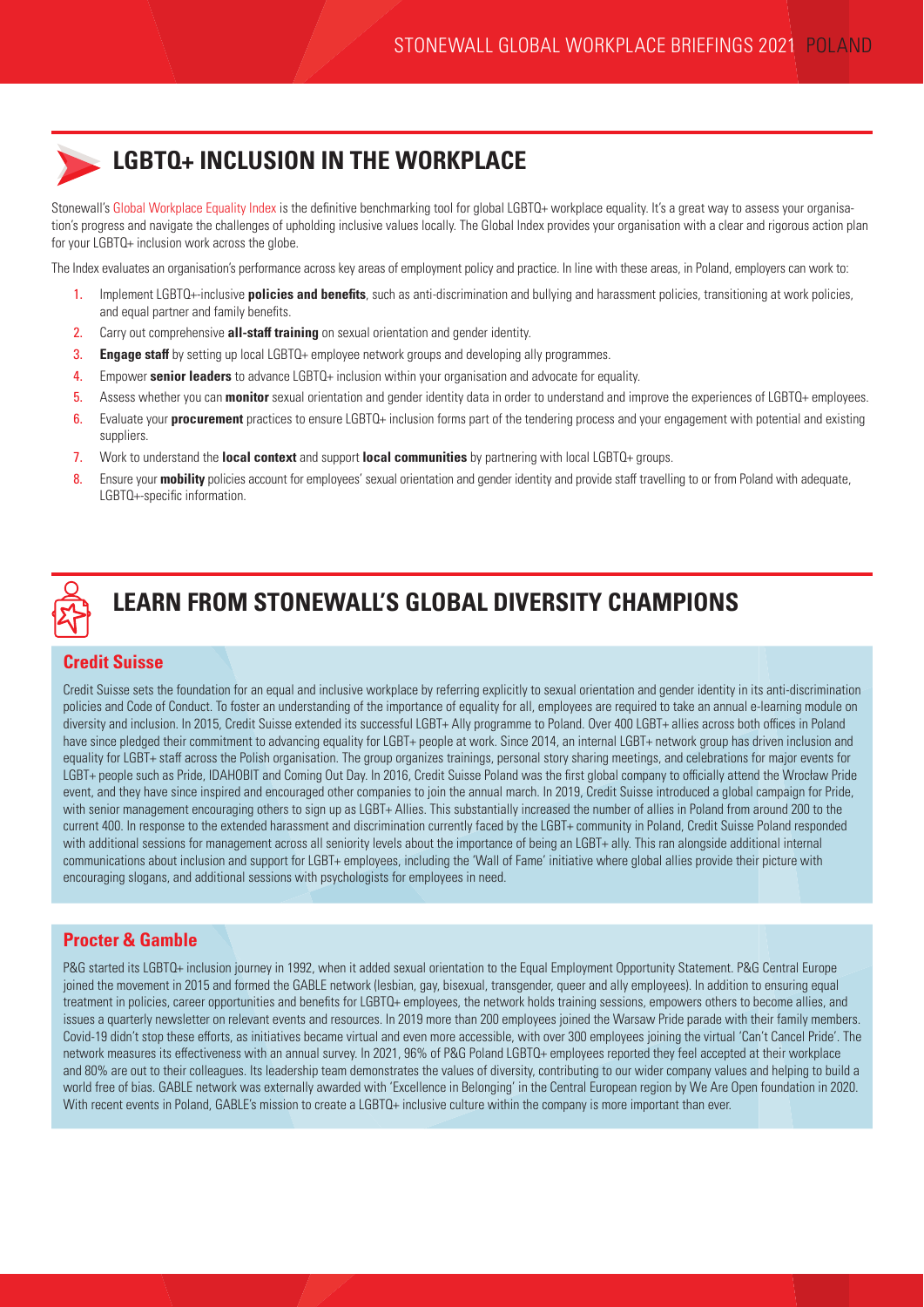## LGBTQ+ INCLUSION IN THE WORKPLACE

Stonewall's Global Workplace Equality Index is the definitive benchmarking tool for global LGBTQ+ workplace equality. It's a great way to assess your organisation's progress and navigate the challenges of upholding inclusive values locally. The Global Index provides your organisation with a clear and rigorous action plan for your LGBTQ+ inclusion work across the globe.

The Index evaluates an organisation's performance across key areas of employment policy and practice. In line with these areas, in Poland, employers can work to:

1. Implement LGBTQ+-inclusive **policies and benefits**, such as anti-discrimination and bullying and harassment policies, transitioning at work policies, and equal partner and family benefits.
2. Carry out comprehensive **all-staff training** on sexual orientation and gender identity.
3. **Engage staff** by setting up local LGBTQ+ employee network groups and developing ally programmes.
4. Empower **senior leaders** to advance LGBTQ+ inclusion within your organisation and advocate for equality.
5. Assess whether you can **monitor** sexual orientation and gender identity data in order to understand and improve the experiences of LGBTQ+ employees.
6. Evaluate your **procurement** practices to ensure LGBTQ+ inclusion forms part of the tendering process and your engagement with potential and existing suppliers.
7. Work to understand the **local context** and support **local communities** by partnering with local LGBTQ+ groups.
8. Ensure your **mobility** policies account for employees' sexual orientation and gender identity and provide staff travelling to or from Poland with adequate, LGBTQ+-specific information.

## LEARN FROM STONEWALL'S GLOBAL DIVERSITY CHAMPIONS

### Credit Suisse

Credit Suisse sets the foundation for an equal and inclusive workplace by referring explicitly to sexual orientation and gender identity in its anti-discrimination policies and Code of Conduct. To foster an understanding of the importance of equality for all, employees are required to take an annual e-learning module on diversity and inclusion. In 2015, Credit Suisse extended its successful LGBT+ Ally programme to Poland. Over 400 LGBT+ allies across both offices in Poland have since pledged their commitment to advancing equality for LGBT+ people at work. Since 2014, an internal LGBT+ network group has driven inclusion and equality for LGBT+ staff across the Polish organisation. The group organizes trainings, personal story sharing meetings, and celebrations for major events for LGBT+ people such as Pride, IDAHOBIT and Coming Out Day. In 2016, Credit Suisse Poland was the first global company to officially attend the Wrocław Pride event, and they have since inspired and encouraged other companies to join the annual march. In 2019, Credit Suisse introduced a global campaign for Pride, with senior management encouraging others to sign up as LGBT+ Allies. This substantially increased the number of allies in Poland from around 200 to the current 400. In response to the extended harassment and discrimination currently faced by the LGBT+ community in Poland, Credit Suisse Poland responded with additional sessions for management across all seniority levels about the importance of being an LGBT+ ally. This ran alongside additional internal communications about inclusion and support for LGBT+ employees, including the 'Wall of Fame' initiative where global allies provide their picture with encouraging slogans, and additional sessions with psychologists for employees in need.

### Procter & Gamble

P&G started its LGBTQ+ inclusion journey in 1992, when it added sexual orientation to the Equal Employment Opportunity Statement. P&G Central Europe joined the movement in 2015 and formed the GABLE network (lesbian, gay, bisexual, transgender, queer and ally employees). In addition to ensuring equal treatment in policies, career opportunities and benefits for LGBTQ+ employees, the network holds training sessions, empowers others to become allies, and issues a quarterly newsletter on relevant events and resources. In 2019 more than 200 employees joined the Warsaw Pride parade with their family members. Covid-19 didn't stop these efforts, as initiatives became virtual and even more accessible, with over 300 employees joining the virtual 'Can't Cancel Pride'. The network measures its effectiveness with an annual survey. In 2021, 96% of P&G Poland LGBTQ+ employees reported they feel accepted at their workplace and 80% are out to their colleagues. Its leadership team demonstrates the values of diversity, contributing to our wider company values and helping to build a world free of bias. GABLE network was externally awarded with 'Excellence in Belonging' in the Central European region by We Are Open foundation in 2020. With recent events in Poland, GABLE's mission to create a LGBTQ+ inclusive culture within the company is more important than ever.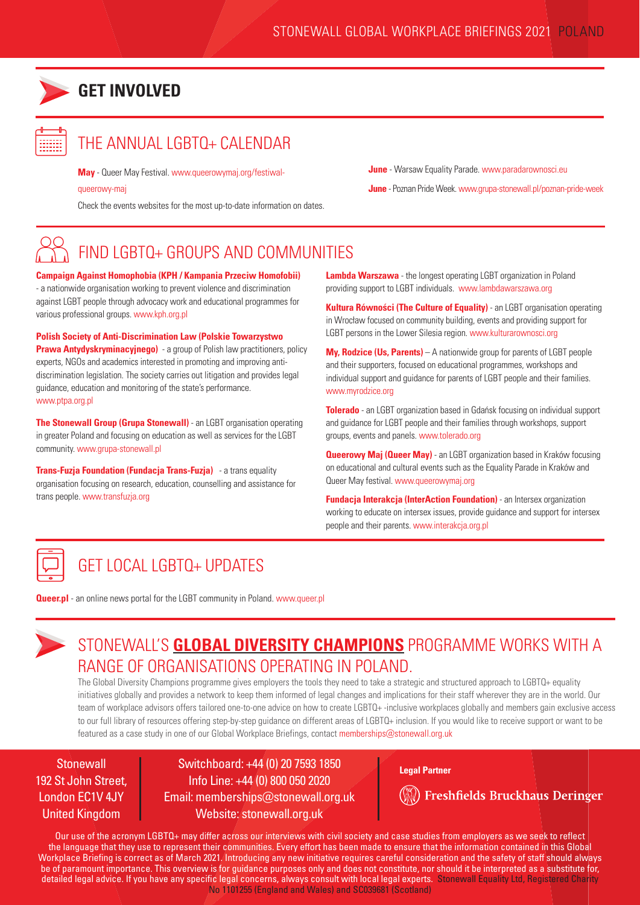# GET INVOLVED

## THE ANNUAL LGBTQ+ CALENDAR

**May** - Queer May Festival. www.queerowymaj.org/festiwal-queerowy-maj

Check the events websites for the most up-to-date information on dates.

**June** - Warsaw Equality Parade. www.paradarownosci.eu

**June** - Poznan Pride Week. www.grupa-stonewall.pl/poznan-pride-week

## FIND LGBTQ+ GROUPS AND COMMUNITIES

**Campaign Against Homophobia (KPH / Kampania Przeciw Homofobii)** - a nationwide organisation working to prevent violence and discrimination against LGBT people through advocacy work and educational programmes for various professional groups. www.kph.org.pl

**Polish Society of Anti-Discrimination Law (Polskie Towarzystwo Prawa Antydyskryminacyjnego)** - a group of Polish law practitioners, policy experts, NGOs and academics interested in promoting and improving anti-discrimination legislation. The society carries out litigation and provides legal guidance, education and monitoring of the state's performance. www.ptpa.org.pl

**The Stonewall Group (Grupa Stonewall)** - an LGBT organisation operating in greater Poland and focusing on education as well as services for the LGBT community. www.grupa-stonewall.pl

**Trans-Fuzja Foundation (Fundacja Trans-Fuzja)** - a trans equality organisation focusing on research, education, counselling and assistance for trans people. www.transfuzja.org

**Lambda Warszawa** - the longest operating LGBT organization in Poland providing support to LGBT individuals. www.lambdawarszawa.org

**Kultura Równości (The Culture of Equality)** - an LGBT organisation operating in Wrocław focused on community building, events and providing support for LGBT persons in the Lower Silesia region. www.kulturarownosci.org

**My, Rodzice (Us, Parents)** – A nationwide group for parents of LGBT people and their supporters, focused on educational programmes, workshops and individual support and guidance for parents of LGBT people and their families. www.myrodzice.org

**Tolerado** - an LGBT organization based in Gdańsk focusing on individual support and guidance for LGBT people and their families through workshops, support groups, events and panels. www.tolerado.org

**Queerowy Maj (Queer May)** - an LGBT organization based in Kraków focusing on educational and cultural events such as the Equality Parade in Kraków and Queer May festival. www.queerowymaj.org

**Fundacja Interakcja (InterAction Foundation)** - an Intersex organization working to educate on intersex issues, provide guidance and support for intersex people and their parents. www.interakcja.org.pl

## GET LOCAL LGBTQ+ UPDATES

**Queer.pl** - an online news portal for the LGBT community in Poland. www.queer.pl

## STONEWALL'S **GLOBAL DIVERSITY CHAMPIONS** PROGRAMME WORKS WITH A RANGE OF ORGANISATIONS OPERATING IN POLAND.

The Global Diversity Champions programme gives employers the tools they need to take a strategic and structured approach to LGBTQ+ equality initiatives globally and provides a network to keep them informed of legal changes and implications for their staff wherever they are in the world. Our team of workplace advisors offers tailored one-to-one advice on how to create LGBTQ+ -inclusive workplaces globally and members gain exclusive access to our full library of resources offering step-by-step guidance on different areas of LGBTQ+ inclusion. If you would like to receive support or want to be featured as a case study in one of our Global Workplace Briefings, contact memberships@stonewall.org.uk

Stonewall
192 St John Street,
London EC1V 4JY
United Kingdom

Switchboard: +44 (0) 20 7593 1850
Info Line: +44 (0) 800 050 2020
Email: memberships@stonewall.org.uk
Website: stonewall.org.uk

**Legal Partner**

Freshfields Bruckhaus Deringer

Our use of the acronym LGBTQ+ may differ across our interviews with civil society and case studies from employers as we seek to reflect the language that they use to represent their communities. Every effort has been made to ensure that the information contained in this Global Workplace Briefing is correct as of March 2021. Introducing any new initiative requires careful consideration and the safety of staff should always be of paramount importance. This overview is for guidance purposes only and does not constitute, nor should it be interpreted as a substitute for, detailed legal advice. If you have any specific legal concerns, always consult with local legal experts. Stonewall Equality Ltd, Registered Charity No 1101255 (England and Wales) and SC039681 (Scotland)